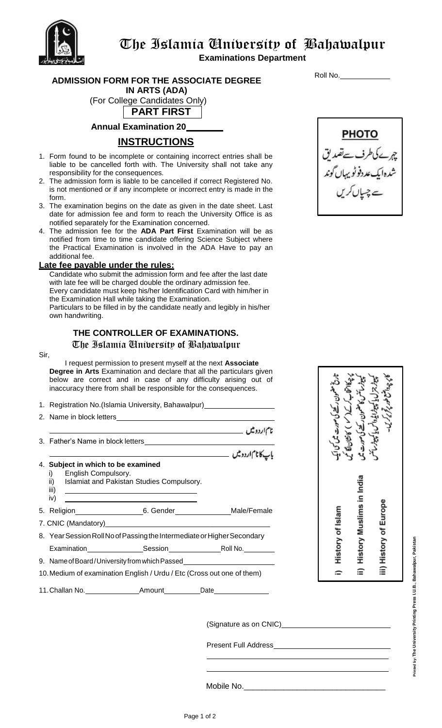# The Islamia University of Bahawalpur

**Examinations Department**

Roll No.____________

## ADMISSION FORM FOR THE ASSOCIATE DEGREE IN ARTS (ADA)

(For College Candidates Only)

**PART FIRST**

**Annual Examination 20________**

PHOTO

چہرے کی طرف سے تصدیق شدہ ایک عدد فوٹو یہاں گوند سے چسپاں کریں

## INSTRUCTIONS

1. Form found to be incomplete or containing incorrect entries shall be liable to be cancelled forth with. The University shall not take any responsibility for the consequences.
2. The admission form is liable to be cancelled if correct Registered No. is not mentioned or if any incomplete or incorrect entry is made in the form.
3. The examination begins on the date as given in the date sheet. Last date for admission fee and form to reach the University Office is as notified separately for the Examination concerned.
4. The admission fee for the **ADA Part First** Examination will be as notified from time to time candidate offering Science Subject where the Practical Examination is involved in the ADA Have to pay an additional fee.

**Late fee payable under the rules:**

Candidate who submit the admission form and fee after the last date with late fee will be charged double the ordinary admission fee.
Every candidate must keep his/her Identification Card with him/her in the Examination Hall while taking the Examination.
Particulars to be filled in by the candidate neatly and legibly in his/her own handwriting.

### THE CONTROLLER OF EXAMINATIONS.

The Islamia University of Bahawalpur

Sir,

I request permission to present myself at the next **Associate Degree in Arts** Examination and declare that all the particulars given below are correct and in case of any difficulty arising out of inaccuracy there from shall be responsible for the consequences.

1. Registration No.(Islamia University, Bahawalpur)__________________
2. Name in block letters________________________________________

   نام اردو میں ________________________________________
3. Father's Name in block letters____________________________________

   باپ کا نام اردو میں ________________________________________
4. **Subject in which to be examined**
   i) English Compulsory.
   ii) Islamiat and Pakistan Studies Compulsory.
   iii) ______________________________
   iv) ______________________________
5. Religion________________ 6. Gender______________ Male/Female
7. CNIC (Mandatory)________________________________________
8. Year Session Roll No of Passing the Intermediate or Higher Secondary Examination______________ Session______________ Roll No.__________
9. Name of Board/University from which Passed________________________
10. Medium of examination English / Urdu / Etc (Cross out one of them)
11. Challan No.______________ Amount__________ Date______________

تاریخ مضمون رکھنے کی صورت میں کسی ایک پرچہ کا انتخاب کر کے (✓) کا نشان لگائیں۔ ہسٹری آف مسلمز ان انڈیا کا مضمون رکھنے کی صورت میں کمپیوٹر سائنس، کمپیوٹر اپلیکیشنز، کمپیوٹر جرنلزم یا کمپیوٹر سائنس کا پرچہ واضح طور پر لکھیں۔

i) History of Islam
ii) History Muslims in India
iii) History of Europe

(Signature as on CNIC)____________________________

Present Full Address____________________________

________________________________________

________________________________________

Mobile No.________________________________

Printed by: The University Printing Press I.U.B., Bahawalpur, Pakistan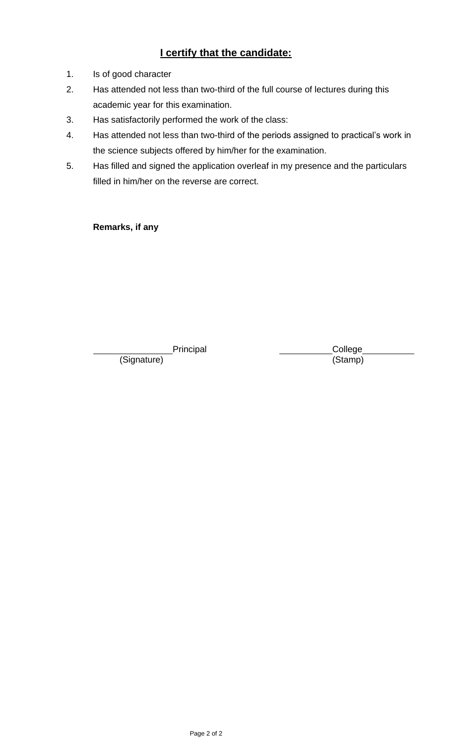## I certify that the candidate:

1. Is of good character
2. Has attended not less than two-third of the full course of lectures during this academic year for this examination.
3. Has satisfactorily performed the work of the class:
4. Has attended not less than two-third of the periods assigned to practical's work in the science subjects offered by him/her for the examination.
5. Has filled and signed the application overleaf in my presence and the particulars filled in him/her on the reverse are correct.

**Remarks, if any**

\_\_\_\_\_\_\_\_\_\_\_\_\_\_\_\_ Principal
(Signature)

\_\_\_\_\_\_\_\_\_\_\_\_ College \_\_\_\_\_\_\_\_\_\_\_\_
(Stamp)